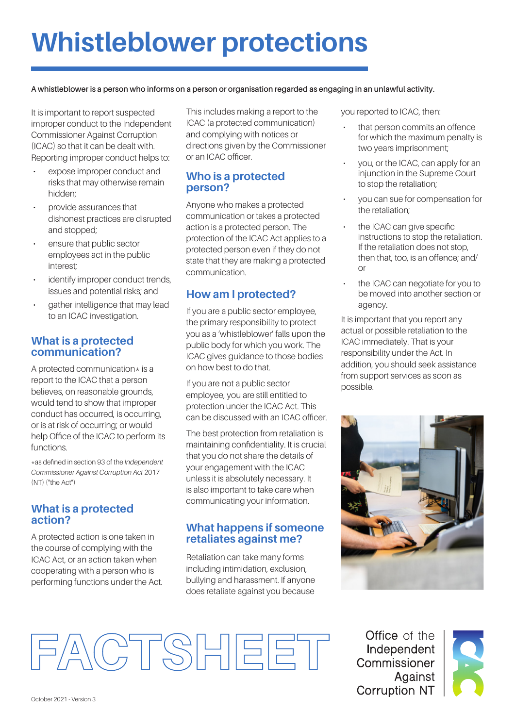# Whistleblower protections

**A whistleblower is a person who informs on a person or organisation regarded as engaging in an unlawful activity.**

It is important to report suspected improper conduct to the Independent Commissioner Against Corruption (ICAC) so that it can be dealt with. Reporting improper conduct helps to:

- expose improper conduct and risks that may otherwise remain hidden;
- provide assurances that dishonest practices are disrupted and stopped;
- ensure that public sector employees act in the public interest;
- identify improper conduct trends, issues and potential risks; and
- gather intelligence that may lead to an ICAC investigation.

## What is a protected communication?

A protected communication* is a report to the ICAC that a person believes, on reasonable grounds, would tend to show that improper conduct has occurred, is occurring, or is at risk of occurring; or would help Office of the ICAC to perform its functions.

*as defined in section 93 of the *Independent Commissioner Against Corruption Act* 2017 (NT) ("the Act")

## What is a protected action?

A protected action is one taken in the course of complying with the ICAC Act, or an action taken when cooperating with a person who is performing functions under the Act. This includes making a report to the ICAC (a protected communication) and complying with notices or directions given by the Commissioner or an ICAC officer.

## Who is a protected person?

Anyone who makes a protected communication or takes a protected action is a protected person. The protection of the ICAC Act applies to a protected person even if they do not state that they are making a protected communication.

## How am I protected?

If you are a public sector employee, the primary responsibility to protect you as a 'whistleblower' falls upon the public body for which you work. The ICAC gives guidance to those bodies on how best to do that.

If you are not a public sector employee, you are still entitled to protection under the ICAC Act. This can be discussed with an ICAC officer.

The best protection from retaliation is maintaining confidentiality. It is crucial that you do not share the details of your engagement with the ICAC unless it is absolutely necessary. It is also important to take care when communicating your information.

## What happens if someone retaliates against me?

Retaliation can take many forms including intimidation, exclusion, bullying and harassment. If anyone does retaliate against you because you reported to ICAC, then:

- that person commits an offence for which the maximum penalty is two years imprisonment;
- you, or the ICAC, can apply for an injunction in the Supreme Court to stop the retaliation;
- you can sue for compensation for the retaliation;
- the ICAC can give specific instructions to stop the retaliation. If the retaliation does not stop, then that, too, is an offence; and/or
- the ICAC can negotiate for you to be moved into another section or agency.

It is important that you report any actual or possible retaliation to the ICAC immediately. That is your responsibility under the Act. In addition, you should seek assistance from support services as soon as possible.

FACTSHEET

Office of the Independent Commissioner Against Corruption NT

October 2021 - Version 3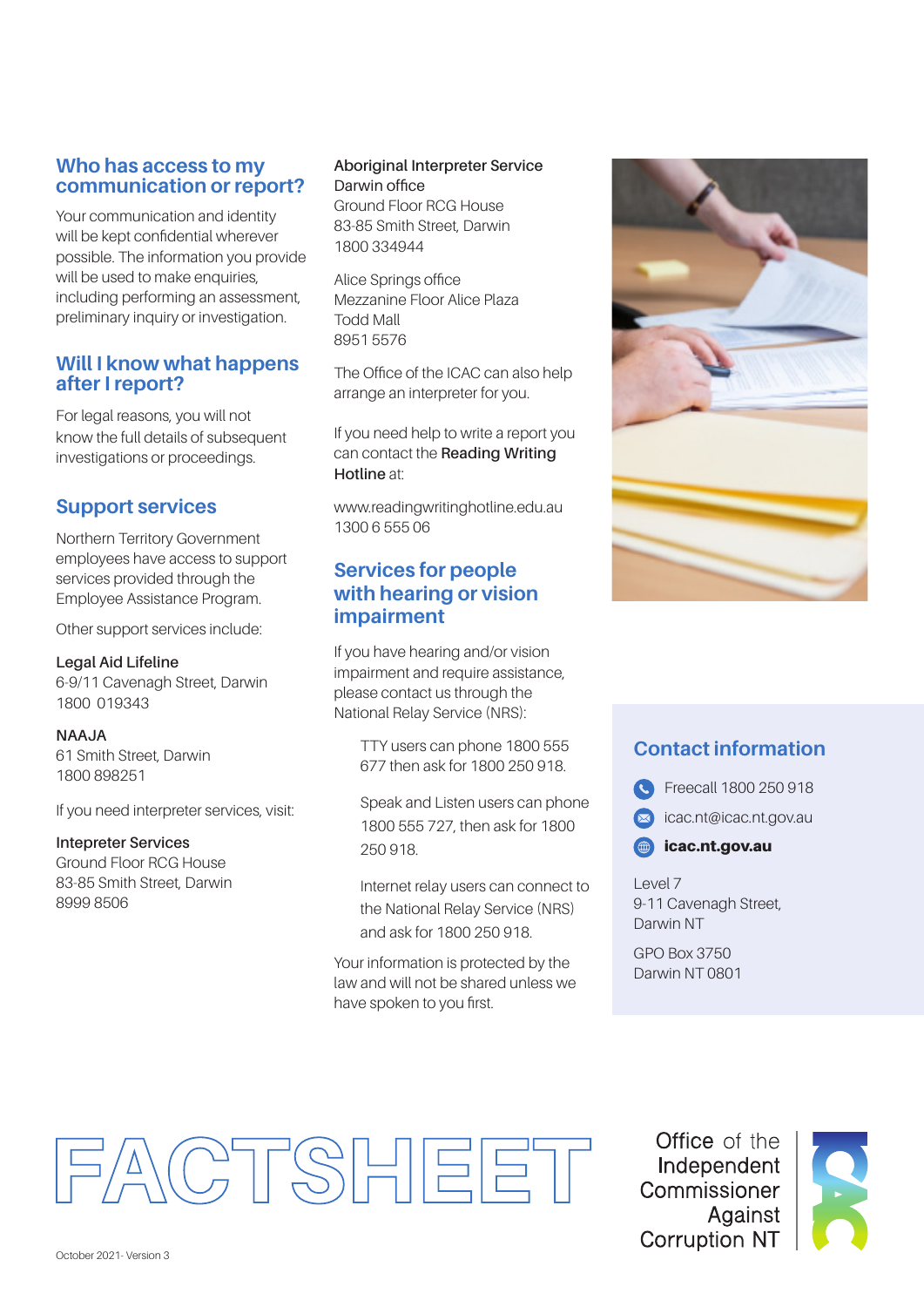## Who has access to my communication or report?

Your communication and identity will be kept confidential wherever possible. The information you provide will be used to make enquiries, including performing an assessment, preliminary inquiry or investigation.

## Will I know what happens after I report?

For legal reasons, you will not know the full details of subsequent investigations or proceedings.

## Support services

Northern Territory Government employees have access to support services provided through the Employee Assistance Program.

Other support services include:

**Legal Aid Lifeline**
6-9/11 Cavenagh Street, Darwin
1800 019343

**NAAJA**
61 Smith Street, Darwin
1800 898251

If you need interpreter services, visit:

**Intepreter Services**
Ground Floor RCG House
83-85 Smith Street, Darwin
8999 8506

**Aboriginal Interpreter Service**
Darwin office
Ground Floor RCG House
83-85 Smith Street, Darwin
1800 334944

Alice Springs office
Mezzanine Floor Alice Plaza
Todd Mall
8951 5576

The Office of the ICAC can also help arrange an interpreter for you.

If you need help to write a report you can contact the **Reading Writing Hotline** at:

www.readingwritinghotline.edu.au
1300 6 555 06

## Services for people with hearing or vision impairment

If you have hearing and/or vision impairment and require assistance, please contact us through the National Relay Service (NRS):

TTY users can phone 1800 555 677 then ask for 1800 250 918.

Speak and Listen users can phone 1800 555 727, then ask for 1800 250 918.

Internet relay users can connect to the National Relay Service (NRS) and ask for 1800 250 918.

Your information is protected by the law and will not be shared unless we have spoken to you first.

## Contact information

Freecall 1800 250 918

icac.nt@icac.nt.gov.au

**icac.nt.gov.au**

Level 7
9-11 Cavenagh Street,
Darwin NT

GPO Box 3750
Darwin NT 0801

# FACTSHEET

Office of the Independent Commissioner Against Corruption NT

October 2021- Version 3